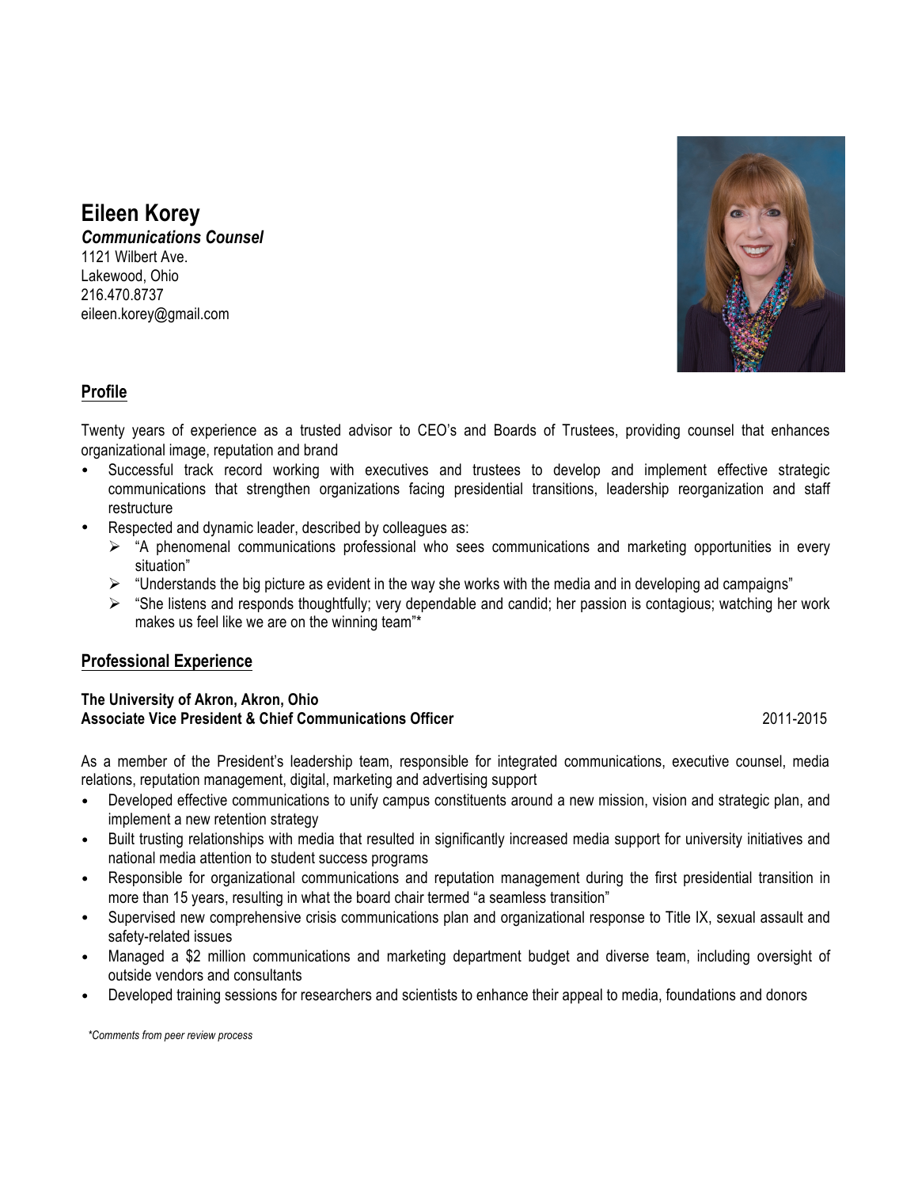# Eileen Korey

***Communications Counsel***

1121 Wilbert Ave.
Lakewood, Ohio
216.470.8737
eileen.korey@gmail.com

## Profile

Twenty years of experience as a trusted advisor to CEO's and Boards of Trustees, providing counsel that enhances organizational image, reputation and brand

- Successful track record working with executives and trustees to develop and implement effective strategic communications that strengthen organizations facing presidential transitions, leadership reorganization and staff restructure
- Respected and dynamic leader, described by colleagues as:
  - "A phenomenal communications professional who sees communications and marketing opportunities in every situation"
  - "Understands the big picture as evident in the way she works with the media and in developing ad campaigns"
  - "She listens and responds thoughtfully; very dependable and candid; her passion is contagious; watching her work makes us feel like we are on the winning team"*

## Professional Experience

**The University of Akron, Akron, Ohio**
**Associate Vice President & Chief Communications Officer** 2011-2015

As a member of the President's leadership team, responsible for integrated communications, executive counsel, media relations, reputation management, digital, marketing and advertising support

- Developed effective communications to unify campus constituents around a new mission, vision and strategic plan, and implement a new retention strategy
- Built trusting relationships with media that resulted in significantly increased media support for university initiatives and national media attention to student success programs
- Responsible for organizational communications and reputation management during the first presidential transition in more than 15 years, resulting in what the board chair termed "a seamless transition"
- Supervised new comprehensive crisis communications plan and organizational response to Title IX, sexual assault and safety-related issues
- Managed a $2 million communications and marketing department budget and diverse team, including oversight of outside vendors and consultants
- Developed training sessions for researchers and scientists to enhance their appeal to media, foundations and donors

*\*Comments from peer review process*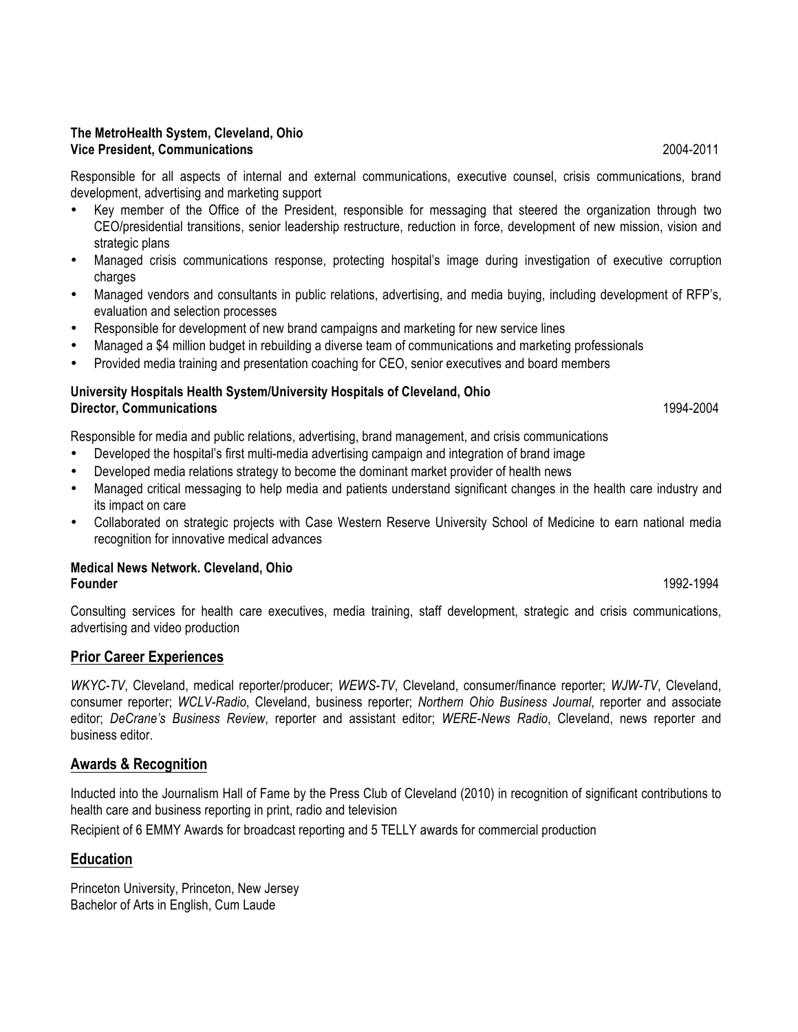**The MetroHealth System, Cleveland, Ohio**
**Vice President, Communications** 2004-2011

Responsible for all aspects of internal and external communications, executive counsel, crisis communications, brand development, advertising and marketing support

- Key member of the Office of the President, responsible for messaging that steered the organization through two CEO/presidential transitions, senior leadership restructure, reduction in force, development of new mission, vision and strategic plans
- Managed crisis communications response, protecting hospital's image during investigation of executive corruption charges
- Managed vendors and consultants in public relations, advertising, and media buying, including development of RFP's, evaluation and selection processes
- Responsible for development of new brand campaigns and marketing for new service lines
- Managed a $4 million budget in rebuilding a diverse team of communications and marketing professionals
- Provided media training and presentation coaching for CEO, senior executives and board members

**University Hospitals Health System/University Hospitals of Cleveland, Ohio**
**Director, Communications** 1994-2004

Responsible for media and public relations, advertising, brand management, and crisis communications

- Developed the hospital's first multi-media advertising campaign and integration of brand image
- Developed media relations strategy to become the dominant market provider of health news
- Managed critical messaging to help media and patients understand significant changes in the health care industry and its impact on care
- Collaborated on strategic projects with Case Western Reserve University School of Medicine to earn national media recognition for innovative medical advances

**Medical News Network. Cleveland, Ohio**
**Founder** 1992-1994

Consulting services for health care executives, media training, staff development, strategic and crisis communications, advertising and video production

## Prior Career Experiences

*WKYC-TV*, Cleveland, medical reporter/producer; *WEWS-TV*, Cleveland, consumer/finance reporter; *WJW-TV*, Cleveland, consumer reporter; *WCLV-Radio*, Cleveland, business reporter; *Northern Ohio Business Journal*, reporter and associate editor; *DeCrane's Business Review*, reporter and assistant editor; *WERE-News Radio*, Cleveland, news reporter and business editor.

## Awards & Recognition

Inducted into the Journalism Hall of Fame by the Press Club of Cleveland (2010) in recognition of significant contributions to health care and business reporting in print, radio and television

Recipient of 6 EMMY Awards for broadcast reporting and 5 TELLY awards for commercial production

## Education

Princeton University, Princeton, New Jersey
Bachelor of Arts in English, Cum Laude